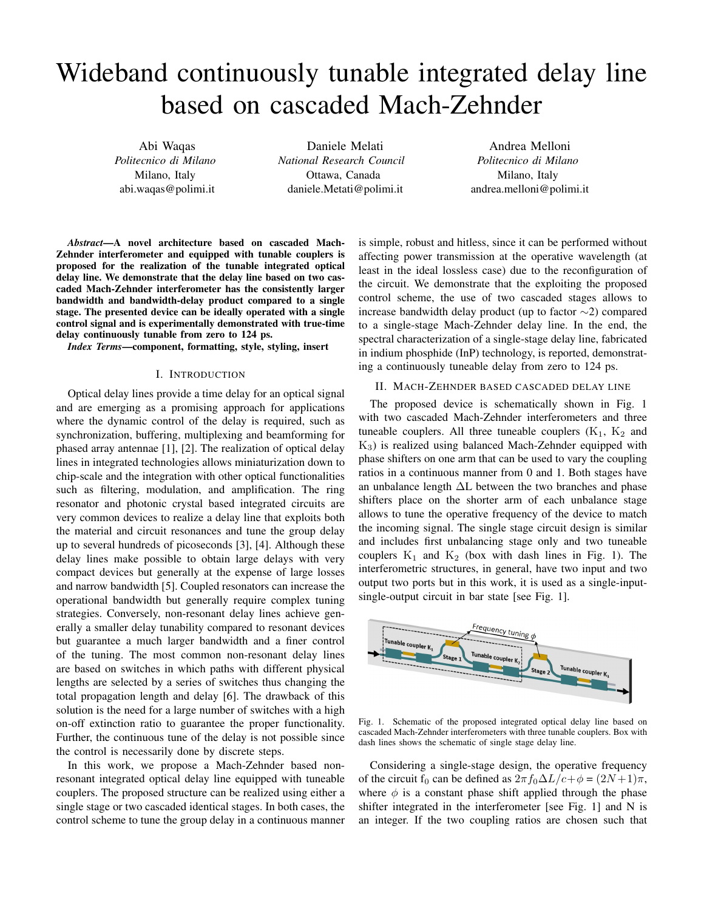// Note: Fig. 1 is a schematic on the page but no image ID was provided, so no image reference was inserted; its caption is kept below.

# Wideband continuously tunable integrated delay line based on cascaded Mach-Zehnder

Abi Waqas
*Politecnico di Milano*
Milano, Italy
abi.waqas@polimi.it

Daniele Melati
*National Research Council*
Ottawa, Canada
daniele.Metati@polimi.it

Andrea Melloni
*Politecnico di Milano*
Milano, Italy
andrea.melloni@polimi.it

***Abstract*—A novel architecture based on cascaded Mach-Zehnder interferometer and equipped with tunable couplers is proposed for the realization of the tunable integrated optical delay line. We demonstrate that the delay line based on two cascaded Mach-Zehnder interferometer has the consistently larger bandwidth and bandwidth-delay product compared to a single stage. The presented device can be ideally operated with a single control signal and is experimentally demonstrated with true-time delay continuously tunable from zero to 124 ps.**

***Index Terms*—component, formatting, style, styling, insert**

## I. Introduction

Optical delay lines provide a time delay for an optical signal and are emerging as a promising approach for applications where the dynamic control of the delay is required, such as synchronization, buffering, multiplexing and beamforming for phased array antennae [1], [2]. The realization of optical delay lines in integrated technologies allows miniaturization down to chip-scale and the integration with other optical functionalities such as filtering, modulation, and amplification. The ring resonator and photonic crystal based integrated circuits are very common devices to realize a delay line that exploits both the material and circuit resonances and tune the group delay up to several hundreds of picoseconds [3], [4]. Although these delay lines make possible to obtain large delays with very compact devices but generally at the expense of large losses and narrow bandwidth [5]. Coupled resonators can increase the operational bandwidth but generally require complex tuning strategies. Conversely, non-resonant delay lines achieve generally a smaller delay tunability compared to resonant devices but guarantee a much larger bandwidth and a finer control of the tuning. The most common non-resonant delay lines are based on switches in which paths with different physical lengths are selected by a series of switches thus changing the total propagation length and delay [6]. The drawback of this solution is the need for a large number of switches with a high on-off extinction ratio to guarantee the proper functionality. Further, the continuous tune of the delay is not possible since the control is necessarily done by discrete steps.

In this work, we propose a Mach-Zehnder based non-resonant integrated optical delay line equipped with tuneable couplers. The proposed structure can be realized using either a single stage or two cascaded identical stages. In both cases, the control scheme to tune the group delay in a continuous manner is simple, robust and hitless, since it can be performed without affecting power transmission at the operative wavelength (at least in the ideal lossless case) due to the reconfiguration of the circuit. We demonstrate that the exploiting the proposed control scheme, the use of two cascaded stages allows to increase bandwidth delay product (up to factor $\sim$2) compared to a single-stage Mach-Zehnder delay line. In the end, the spectral characterization of a single-stage delay line, fabricated in indium phosphide (InP) technology, is reported, demonstrating a continuously tuneable delay from zero to 124 ps.

## II. Mach-Zehnder based cascaded delay line

The proposed device is schematically shown in Fig. 1 with two cascaded Mach-Zehnder interferometers and three tuneable couplers. All three tuneable couplers ($K_1$, $K_2$ and $K_3$) is realized using balanced Mach-Zehnder equipped with phase shifters on one arm that can be used to vary the coupling ratios in a continuous manner from 0 and 1. Both stages have an unbalance length $\Delta$L between the two branches and phase shifters place on the shorter arm of each unbalance stage allows to tune the operative frequency of the device to match the incoming signal. The single stage circuit design is similar and includes first unbalancing stage only and two tuneable couplers $K_1$ and $K_2$ (box with dash lines in Fig. 1). The interferometric structures, in general, have two input and two output two ports but in this work, it is used as a single-input-single-output circuit in bar state [see Fig. 1].

Fig. 1. Schematic of the proposed integrated optical delay line based on cascaded Mach-Zehnder interferometers with three tunable couplers. Box with dash lines shows the schematic of single stage delay line.

Considering a single-stage design, the operative frequency of the circuit $f_0$ can be defined as $2\pi f_0 \Delta L/c + \phi = (2N+1)\pi$, where $\phi$ is a constant phase shift applied through the phase shifter integrated in the interferometer [see Fig. 1] and N is an integer. If the two coupling ratios are chosen such that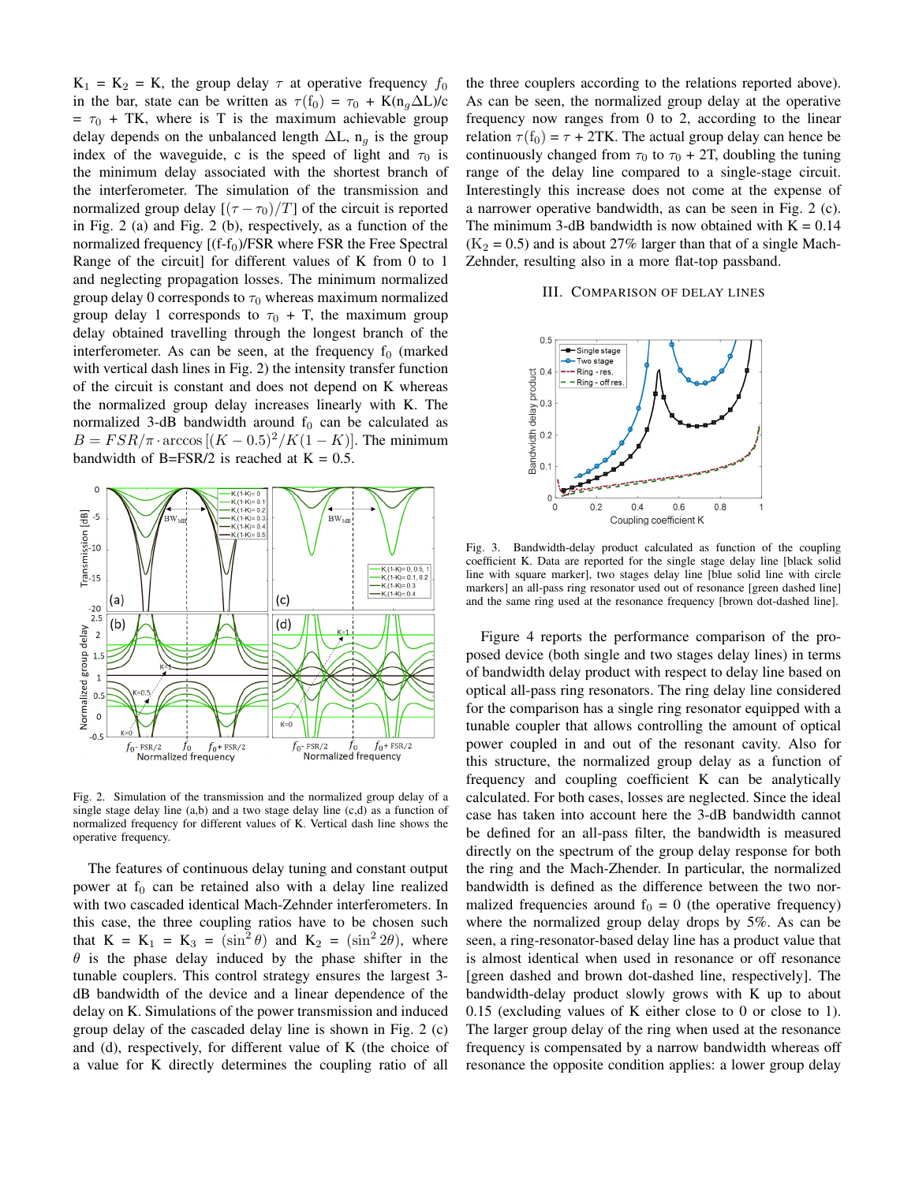$K_1 = K_2 = K$, the group delay $\tau$ at operative frequency $f_0$ in the bar, state can be written as $\tau(f_0) = \tau_0 + K(n_g \Delta L)/c = \tau_0 + TK$, where is T is the maximum achievable group delay depends on the unbalanced length $\Delta L$, $n_g$ is the group index of the waveguide, c is the speed of light and $\tau_0$ is the minimum delay associated with the shortest branch of the interferometer. The simulation of the transmission and normalized group delay $[(\tau - \tau_0)/T]$ of the circuit is reported in Fig. 2 (a) and Fig. 2 (b), respectively, as a function of the normalized frequency [$(f-f_0)$/FSR where FSR the Free Spectral Range of the circuit] for different values of K from 0 to 1 and neglecting propagation losses. The minimum normalized group delay 0 corresponds to $\tau_0$ whereas maximum normalized group delay 1 corresponds to $\tau_0$ + T, the maximum group delay obtained travelling through the longest branch of the interferometer. As can be seen, at the frequency $f_0$ (marked with vertical dash lines in Fig. 2) the intensity transfer function of the circuit is constant and does not depend on K whereas the normalized group delay increases linearly with K. The normalized 3-dB bandwidth around $f_0$ can be calculated as $B = FSR/\pi \cdot \arccos\left[(K-0.5)^2/K(1-K)\right]$. The minimum bandwidth of B=FSR/2 is reached at K = 0.5.

Fig. 2. Simulation of the transmission and the normalized group delay of a single stage delay line (a,b) and a two stage delay line (c,d) as a function of normalized frequency for different values of K. Vertical dash line shows the operative frequency.

The features of continuous delay tuning and constant output power at $f_0$ can be retained also with a delay line realized with two cascaded identical Mach-Zehnder interferometers. In this case, the three coupling ratios have to be chosen such that $K = K_1 = K_3 = (\sin^2\theta)$ and $K_2 = (\sin^2 2\theta)$, where $\theta$ is the phase delay induced by the phase shifter in the tunable couplers. This control strategy ensures the largest 3-dB bandwidth of the device and a linear dependence of the delay on K. Simulations of the power transmission and induced group delay of the cascaded delay line is shown in Fig. 2 (c) and (d), respectively, for different value of K (the choice of a value for K directly determines the coupling ratio of all the three couplers according to the relations reported above). As can be seen, the normalized group delay at the operative frequency now ranges from 0 to 2, according to the linear relation $\tau(f_0) = \tau + 2TK$. The actual group delay can hence be continuously changed from $\tau_0$ to $\tau_0 + 2T$, doubling the tuning range of the delay line compared to a single-stage circuit. Interestingly this increase does not come at the expense of a narrower operative bandwidth, as can be seen in Fig. 2 (c). The minimum 3-dB bandwidth is now obtained with K = 0.14 ($K_2$ = 0.5) and is about 27% larger than that of a single Mach-Zehnder, resulting also in a more flat-top passband.

## III. Comparison of Delay Lines

Fig. 3. Bandwidth-delay product calculated as function of the coupling coefficient K. Data are reported for the single stage delay line [black solid line with square marker], two stages delay line [blue solid line with circle markers] an all-pass ring resonator used out of resonance [green dashed line] and the same ring used at the resonance frequency [brown dot-dashed line].

Figure 4 reports the performance comparison of the proposed device (both single and two stages delay lines) in terms of bandwidth delay product with respect to delay line based on optical all-pass ring resonators. The ring delay line considered for the comparison has a single ring resonator equipped with a tunable coupler that allows controlling the amount of optical power coupled in and out of the resonant cavity. Also for this structure, the normalized group delay as a function of frequency and coupling coefficient K can be analytically calculated. For both cases, losses are neglected. Since the ideal case has taken into account here the 3-dB bandwidth cannot be defined for an all-pass filter, the bandwidth is measured directly on the spectrum of the group delay response for both the ring and the Mach-Zhender. In particular, the normalized bandwidth is defined as the difference between the two normalized frequencies around $f_0$ = 0 (the operative frequency) where the normalized group delay drops by 5%. As can be seen, a ring-resonator-based delay line has a product value that is almost identical when used in resonance or off resonance [green dashed and brown dot-dashed line, respectively]. The bandwidth-delay product slowly grows with K up to about 0.15 (excluding values of K either close to 0 or close to 1). The larger group delay of the ring when used at the resonance frequency is compensated by a narrow bandwidth whereas off resonance the opposite condition applies: a lower group delay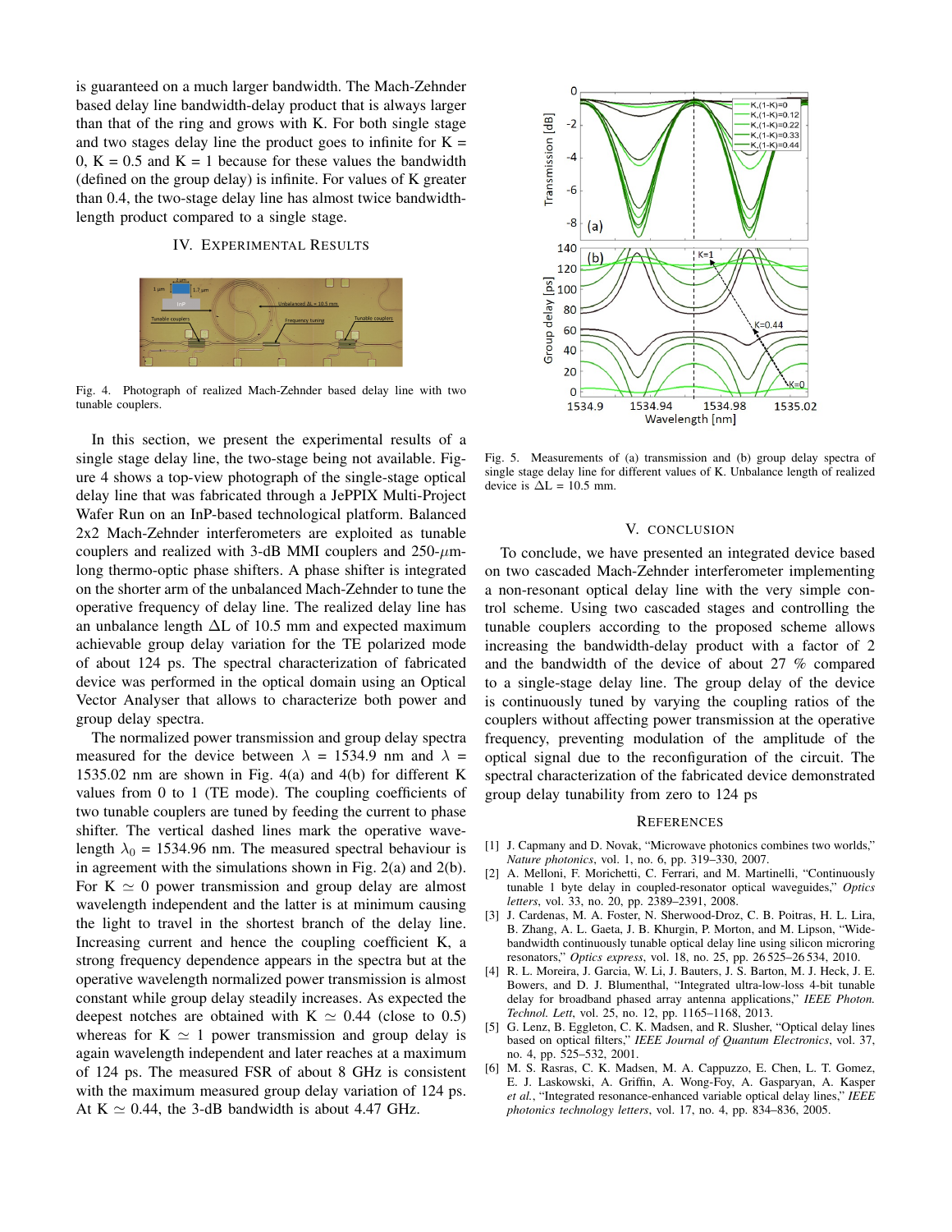is guaranteed on a much larger bandwidth. The Mach-Zehnder based delay line bandwidth-delay product that is always larger than that of the ring and grows with K. For both single stage and two stages delay line the product goes to infinite for K = 0, K = 0.5 and K = 1 because for these values the bandwidth (defined on the group delay) is infinite. For values of K greater than 0.4, the two-stage delay line has almost twice bandwidth-length product compared to a single stage.

## IV. Experimental Results

1 μm
2 μm
1.7 μm
InP
Unbalanced ΔL = 10.5 mm
Tunable couplers
Frequency tuning
Tunable couplers

Fig. 4. Photograph of realized Mach-Zehnder based delay line with two tunable couplers.

In this section, we present the experimental results of a single stage delay line, the two-stage being not available. Figure 4 shows a top-view photograph of the single-stage optical delay line that was fabricated through a JePPIX Multi-Project Wafer Run on an InP-based technological platform. Balanced 2x2 Mach-Zehnder interferometers are exploited as tunable couplers and realized with 3-dB MMI couplers and 250-$\mu$m-long thermo-optic phase shifters. A phase shifter is integrated on the shorter arm of the unbalanced Mach-Zehnder to tune the operative frequency of delay line. The realized delay line has an unbalance length $\Delta$L of 10.5 mm and expected maximum achievable group delay variation for the TE polarized mode of about 124 ps. The spectral characterization of fabricated device was performed in the optical domain using an Optical Vector Analyser that allows to characterize both power and group delay spectra.

The normalized power transmission and group delay spectra measured for the device between $\lambda$ = 1534.9 nm and $\lambda$ = 1535.02 nm are shown in Fig. 4(a) and 4(b) for different K values from 0 to 1 (TE mode). The coupling coefficients of two tunable couplers are tuned by feeding the current to phase shifter. The vertical dashed lines mark the operative wavelength $\lambda_0$ = 1534.96 nm. The measured spectral behaviour is in agreement with the simulations shown in Fig. 2(a) and 2(b). For K $\simeq$ 0 power transmission and group delay are almost wavelength independent and the latter is at minimum causing the light to travel in the shortest branch of the delay line. Increasing current and hence the coupling coefficient K, a strong frequency dependence appears in the spectra but at the operative wavelength normalized power transmission is almost constant while group delay steadily increases. As expected the deepest notches are obtained with K $\simeq$ 0.44 (close to 0.5) whereas for K $\simeq$ 1 power transmission and group delay is again wavelength independent and later reaches at a maximum of 124 ps. The measured FSR of about 8 GHz is consistent with the maximum measured group delay variation of 124 ps. At K $\simeq$ 0.44, the 3-dB bandwidth is about 4.47 GHz.

0
-2
-4
-6
-8
Transmission [dB]
(a)
K,(1-K)=0
K,(1-K)=0.12
K,(1-K)=0.22
K,(1-K)=0.33
K,(1-K)=0.44
140
120
100
80
60
40
20
0
Group delay [ps]
(b)
K=1
K=0.44
K=0
1534.9
1534.94
1534.98
1535.02
Wavelength [nm]

Fig. 5. Measurements of (a) transmission and (b) group delay spectra of single stage delay line for different values of K. Unbalance length of realized device is $\Delta$L = 10.5 mm.

## V. Conclusion

To conclude, we have presented an integrated device based on two cascaded Mach-Zehnder interferometer implementing a non-resonant optical delay line with the very simple control scheme. Using two cascaded stages and controlling the tunable couplers according to the proposed scheme allows increasing the bandwidth-delay product with a factor of 2 and the bandwidth of the device of about 27 % compared to a single-stage delay line. The group delay of the device is continuously tuned by varying the coupling ratios of the couplers without affecting power transmission at the operative frequency, preventing modulation of the amplitude of the optical signal due to the reconfiguration of the circuit. The spectral characterization of the fabricated device demonstrated group delay tunability from zero to 124 ps

## References

[1] J. Capmany and D. Novak, "Microwave photonics combines two worlds," *Nature photonics*, vol. 1, no. 6, pp. 319–330, 2007.

[2] A. Melloni, F. Morichetti, C. Ferrari, and M. Martinelli, "Continuously tunable 1 byte delay in coupled-resonator optical waveguides," *Optics letters*, vol. 33, no. 20, pp. 2389–2391, 2008.

[3] J. Cardenas, M. A. Foster, N. Sherwood-Droz, C. B. Poitras, H. L. Lira, B. Zhang, A. L. Gaeta, J. B. Khurgin, P. Morton, and M. Lipson, "Wide-bandwidth continuously tunable optical delay line using silicon microring resonators," *Optics express*, vol. 18, no. 25, pp. 26 525–26 534, 2010.

[4] R. L. Moreira, J. Garcia, W. Li, J. Bauters, J. S. Barton, M. J. Heck, J. E. Bowers, and D. J. Blumenthal, "Integrated ultra-low-loss 4-bit tunable delay for broadband phased array antenna applications," *IEEE Photon. Technol. Lett*, vol. 25, no. 12, pp. 1165–1168, 2013.

[5] G. Lenz, B. Eggleton, C. K. Madsen, and R. Slusher, "Optical delay lines based on optical filters," *IEEE Journal of Quantum Electronics*, vol. 37, no. 4, pp. 525–532, 2001.

[6] M. S. Rasras, C. K. Madsen, M. A. Cappuzzo, E. Chen, L. T. Gomez, E. J. Laskowski, A. Griffin, A. Wong-Foy, A. Gasparyan, A. Kasper *et al.*, "Integrated resonance-enhanced variable optical delay lines," *IEEE photonics technology letters*, vol. 17, no. 4, pp. 834–836, 2005.